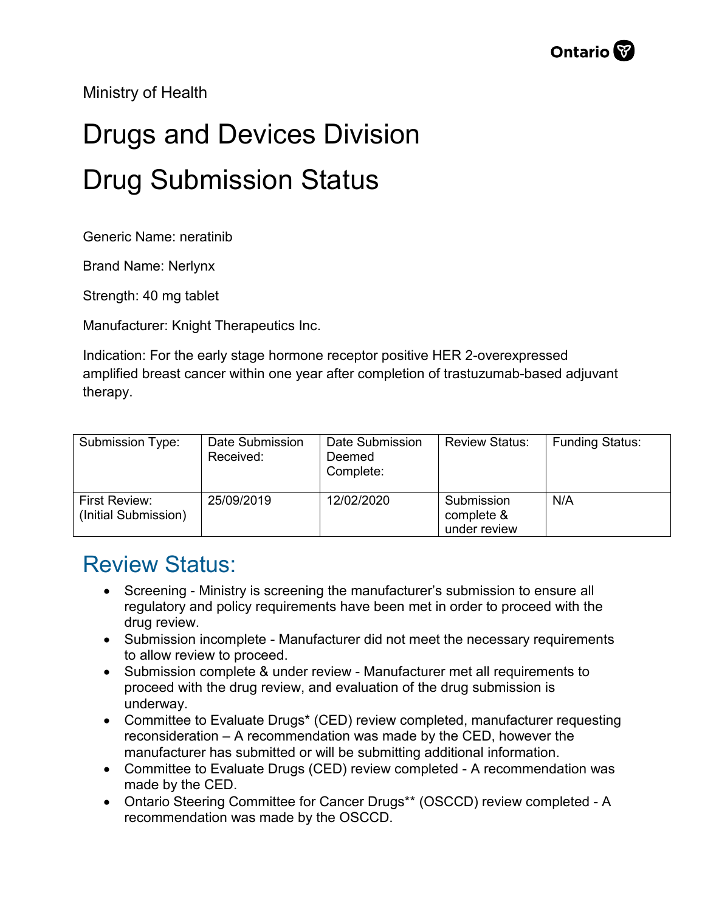Ministry of Health

# Drugs and Devices Division

# Drug Submission Status

Generic Name: neratinib

Brand Name: Nerlynx

Strength: 40 mg tablet

Manufacturer: Knight Therapeutics Inc.

Indication: For the early stage hormone receptor positive HER 2-overexpressed amplified breast cancer within one year after completion of trastuzumab-based adjuvant therapy.

| Submission Type: | Date Submission Received: | Date Submission Deemed Complete: | Review Status: | Funding Status: |
| --- | --- | --- | --- | --- |
| First Review: (Initial Submission) | 25/09/2019 | 12/02/2020 | Submission complete & under review | N/A |

## Review Status:

- Screening - Ministry is screening the manufacturer's submission to ensure all regulatory and policy requirements have been met in order to proceed with the drug review.
- Submission incomplete - Manufacturer did not meet the necessary requirements to allow review to proceed.
- Submission complete & under review - Manufacturer met all requirements to proceed with the drug review, and evaluation of the drug submission is underway.
- Committee to Evaluate Drugs* (CED) review completed, manufacturer requesting reconsideration – A recommendation was made by the CED, however the manufacturer has submitted or will be submitting additional information.
- Committee to Evaluate Drugs (CED) review completed - A recommendation was made by the CED.
- Ontario Steering Committee for Cancer Drugs** (OSCCD) review completed - A recommendation was made by the OSCCD.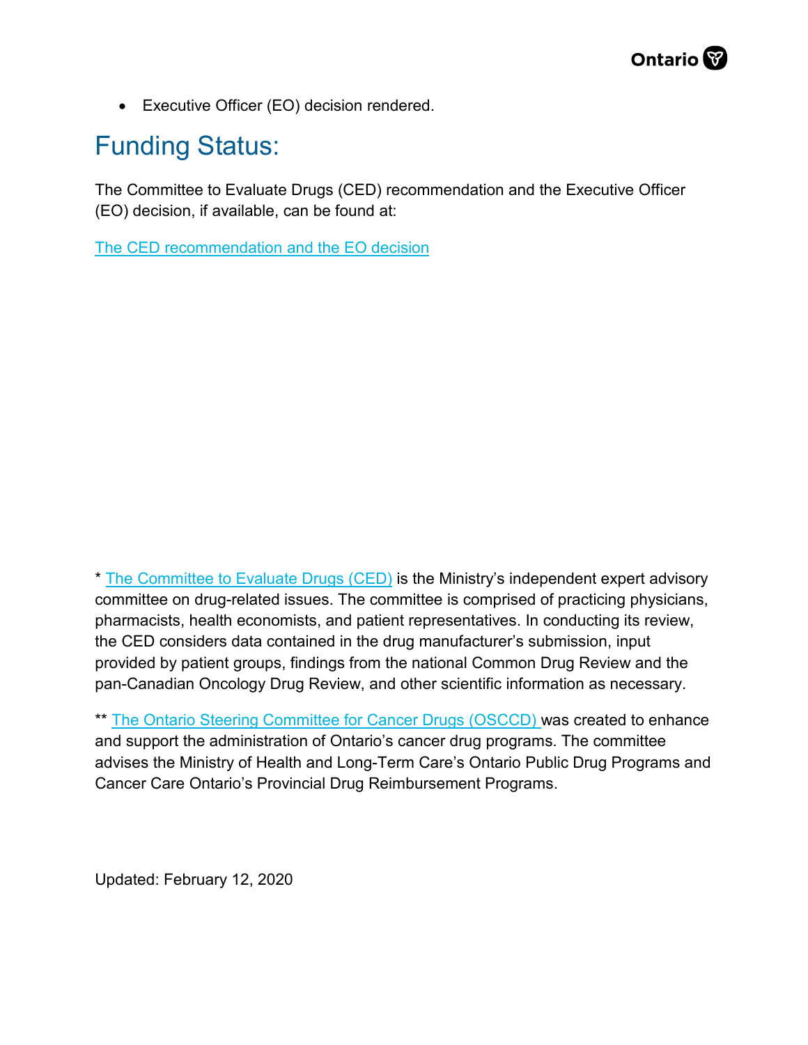- Executive Officer (EO) decision rendered.

## Funding Status:

The Committee to Evaluate Drugs (CED) recommendation and the Executive Officer (EO) decision, if available, can be found at:

The CED recommendation and the EO decision

* The Committee to Evaluate Drugs (CED) is the Ministry's independent expert advisory committee on drug-related issues. The committee is comprised of practicing physicians, pharmacists, health economists, and patient representatives. In conducting its review, the CED considers data contained in the drug manufacturer's submission, input provided by patient groups, findings from the national Common Drug Review and the pan-Canadian Oncology Drug Review, and other scientific information as necessary.

** The Ontario Steering Committee for Cancer Drugs (OSCCD) was created to enhance and support the administration of Ontario's cancer drug programs. The committee advises the Ministry of Health and Long-Term Care's Ontario Public Drug Programs and Cancer Care Ontario's Provincial Drug Reimbursement Programs.

Updated: February 12, 2020